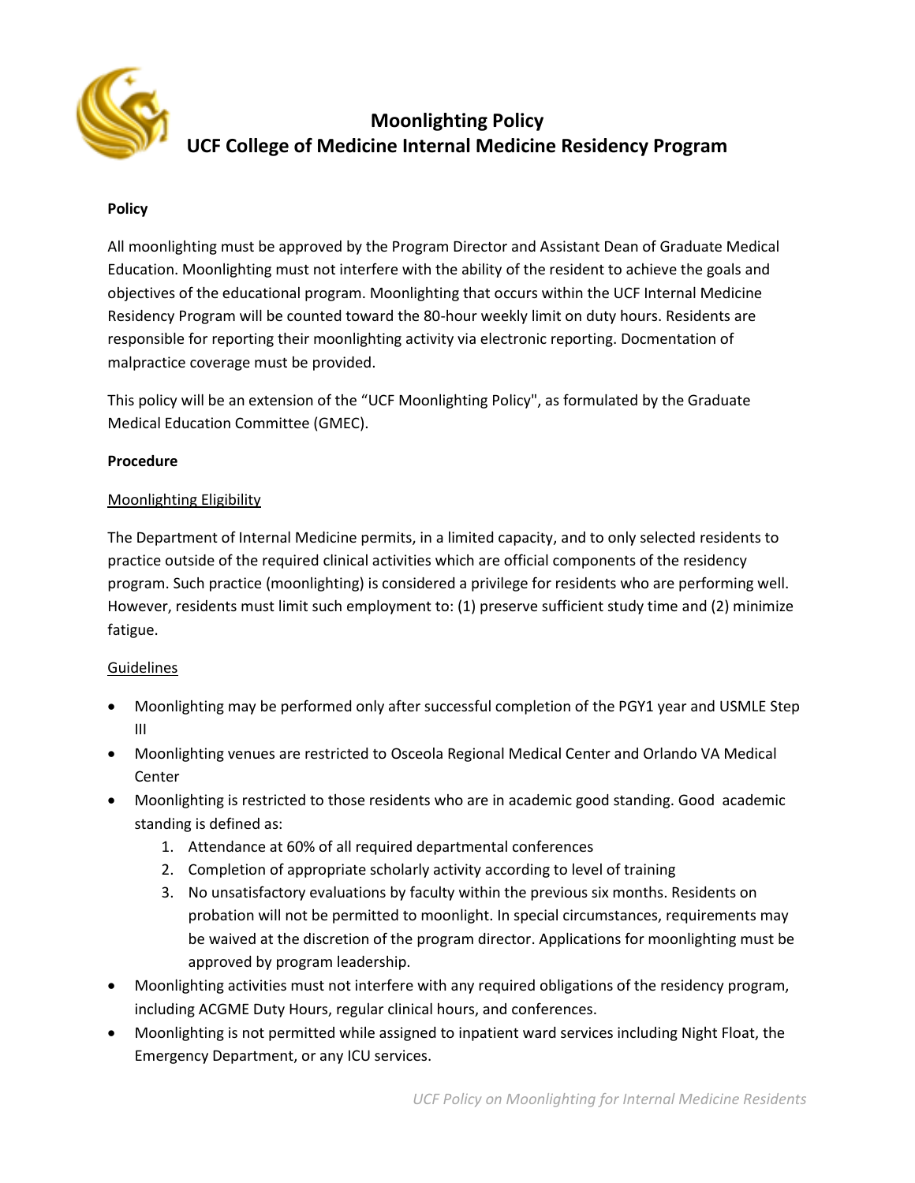# Moonlighting Policy
# UCF College of Medicine Internal Medicine Residency Program

**Policy**

All moonlighting must be approved by the Program Director and Assistant Dean of Graduate Medical Education. Moonlighting must not interfere with the ability of the resident to achieve the goals and objectives of the educational program. Moonlighting that occurs within the UCF Internal Medicine Residency Program will be counted toward the 80-hour weekly limit on duty hours. Residents are responsible for reporting their moonlighting activity via electronic reporting. Docmentation of malpractice coverage must be provided.

This policy will be an extension of the "UCF Moonlighting Policy", as formulated by the Graduate Medical Education Committee (GMEC).

**Procedure**

Moonlighting Eligibility

The Department of Internal Medicine permits, in a limited capacity, and to only selected residents to practice outside of the required clinical activities which are official components of the residency program. Such practice (moonlighting) is considered a privilege for residents who are performing well. However, residents must limit such employment to: (1) preserve sufficient study time and (2) minimize fatigue.

Guidelines

- Moonlighting may be performed only after successful completion of the PGY1 year and USMLE Step III
- Moonlighting venues are restricted to Osceola Regional Medical Center and Orlando VA Medical Center
- Moonlighting is restricted to those residents who are in academic good standing. Good academic standing is defined as:
    1. Attendance at 60% of all required departmental conferences
    2. Completion of appropriate scholarly activity according to level of training
    3. No unsatisfactory evaluations by faculty within the previous six months. Residents on probation will not be permitted to moonlight. In special circumstances, requirements may be waived at the discretion of the program director. Applications for moonlighting must be approved by program leadership.
- Moonlighting activities must not interfere with any required obligations of the residency program, including ACGME Duty Hours, regular clinical hours, and conferences.
- Moonlighting is not permitted while assigned to inpatient ward services including Night Float, the Emergency Department, or any ICU services.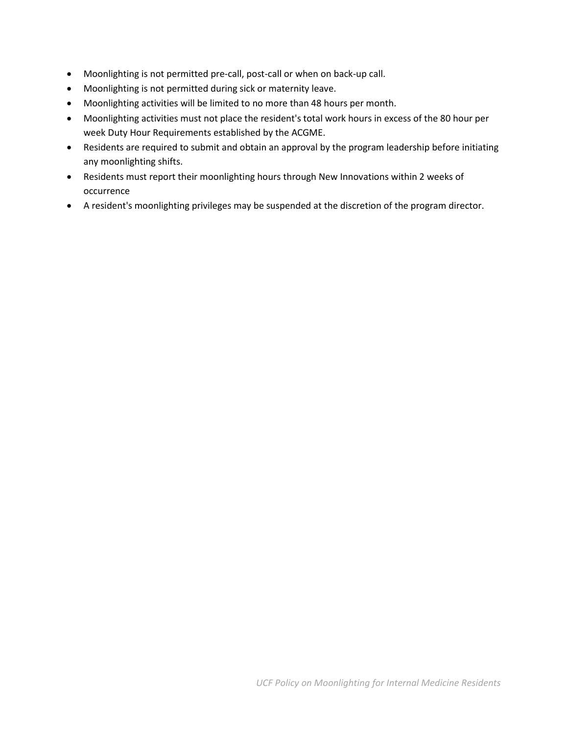- Moonlighting is not permitted pre-call, post-call or when on back-up call.
- Moonlighting is not permitted during sick or maternity leave.
- Moonlighting activities will be limited to no more than 48 hours per month.
- Moonlighting activities must not place the resident's total work hours in excess of the 80 hour per week Duty Hour Requirements established by the ACGME.
- Residents are required to submit and obtain an approval by the program leadership before initiating any moonlighting shifts.
- Residents must report their moonlighting hours through New Innovations within 2 weeks of occurrence
- A resident's moonlighting privileges may be suspended at the discretion of the program director.